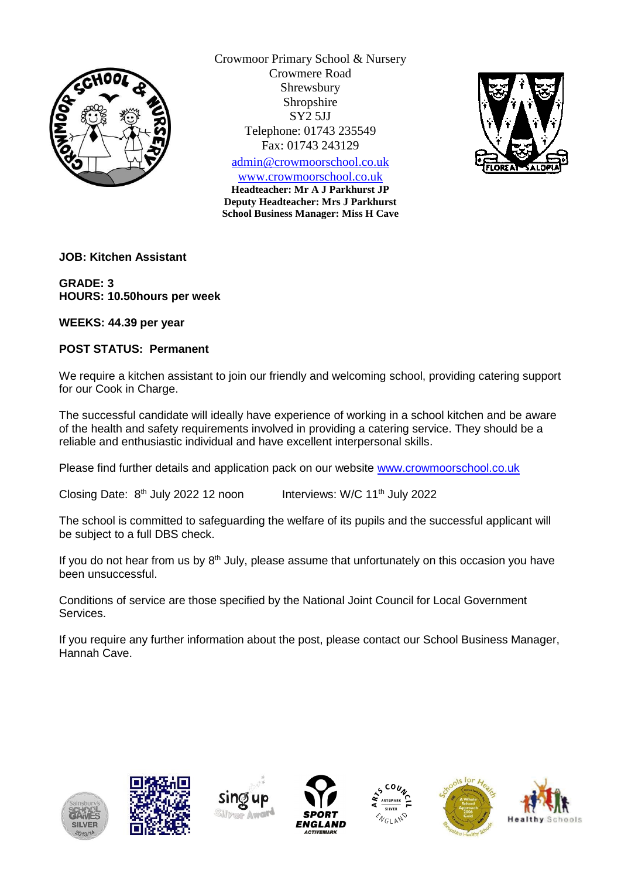Crowmoor Primary School & Nursery
Crowmere Road
Shrewsbury
Shropshire
SY2 5JJ
Telephone: 01743 235549
Fax: 01743 243129
admin@crowmoorschool.co.uk
www.crowmoorschool.co.uk

**Headteacher: Mr A J Parkhurst JP**
**Deputy Headteacher: Mrs J Parkhurst**
**School Business Manager: Miss H Cave**

**JOB: Kitchen Assistant**

**GRADE: 3**
**HOURS: 10.50hours per week**

**WEEKS: 44.39 per year**

**POST STATUS: Permanent**

We require a kitchen assistant to join our friendly and welcoming school, providing catering support for our Cook in Charge.

The successful candidate will ideally have experience of working in a school kitchen and be aware of the health and safety requirements involved in providing a catering service. They should be a reliable and enthusiastic individual and have excellent interpersonal skills.

Please find further details and application pack on our website www.crowmoorschool.co.uk

Closing Date: 8th July 2022 12 noon    Interviews: W/C 11th July 2022

The school is committed to safeguarding the welfare of its pupils and the successful applicant will be subject to a full DBS check.

If you do not hear from us by 8th July, please assume that unfortunately on this occasion you have been unsuccessful.

Conditions of service are those specified by the National Joint Council for Local Government Services.

If you require any further information about the post, please contact our School Business Manager, Hannah Cave.